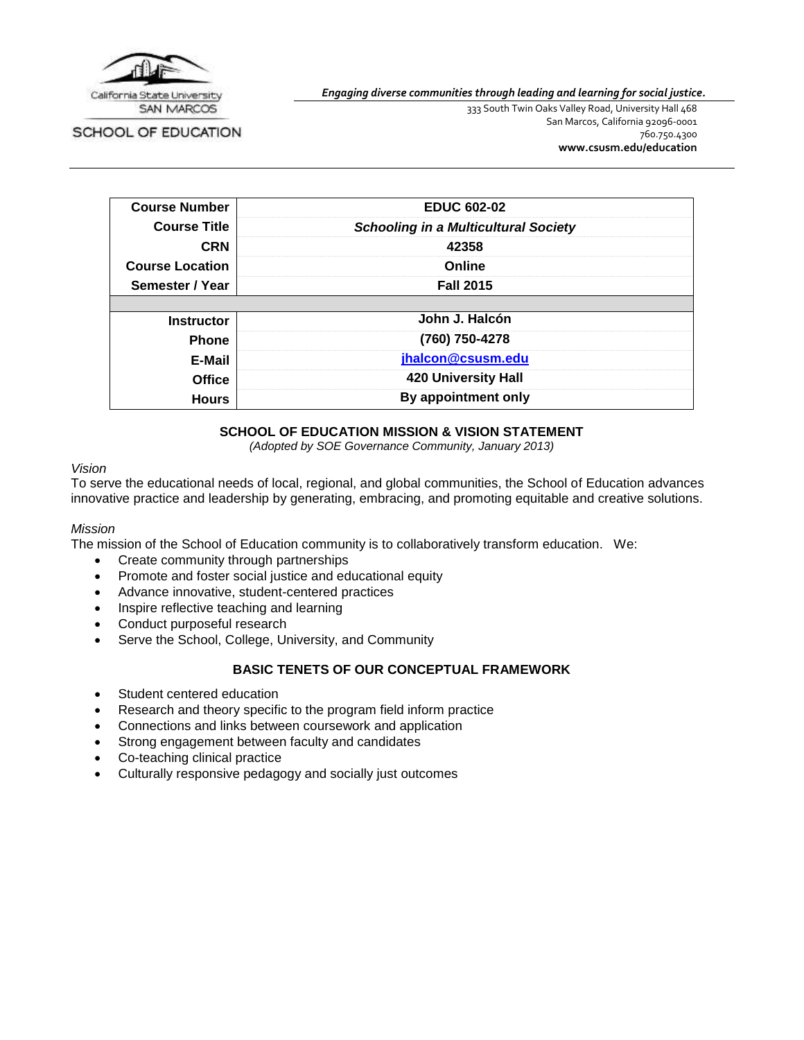California State University SAN MARCOS

SCHOOL OF EDUCATION

***Engaging diverse communities through leading and learning for social justice.***

333 South Twin Oaks Valley Road, University Hall 468
San Marcos, California 92096-0001
760.750.4300
**www.csusm.edu/education**

| | |
|---|---|
| **Course Number** | **EDUC 602-02** |
| **Course Title** | ***Schooling in a Multicultural Society*** |
| **CRN** | **42358** |
| **Course Location** | **Online** |
| **Semester / Year** | **Fall 2015** |
| | |
| **Instructor** | **John J. Halcón** |
| **Phone** | **(760) 750-4278** |
| **E-Mail** | **jhalcon@csusm.edu** |
| **Office** | **420 University Hall** |
| **Hours** | **By appointment only** |

## SCHOOL OF EDUCATION MISSION & VISION STATEMENT

*(Adopted by SOE Governance Community, January 2013)*

*Vision*

To serve the educational needs of local, regional, and global communities, the School of Education advances innovative practice and leadership by generating, embracing, and promoting equitable and creative solutions.

*Mission*

The mission of the School of Education community is to collaboratively transform education. We:

- Create community through partnerships
- Promote and foster social justice and educational equity
- Advance innovative, student-centered practices
- Inspire reflective teaching and learning
- Conduct purposeful research
- Serve the School, College, University, and Community

## BASIC TENETS OF OUR CONCEPTUAL FRAMEWORK

- Student centered education
- Research and theory specific to the program field inform practice
- Connections and links between coursework and application
- Strong engagement between faculty and candidates
- Co-teaching clinical practice
- Culturally responsive pedagogy and socially just outcomes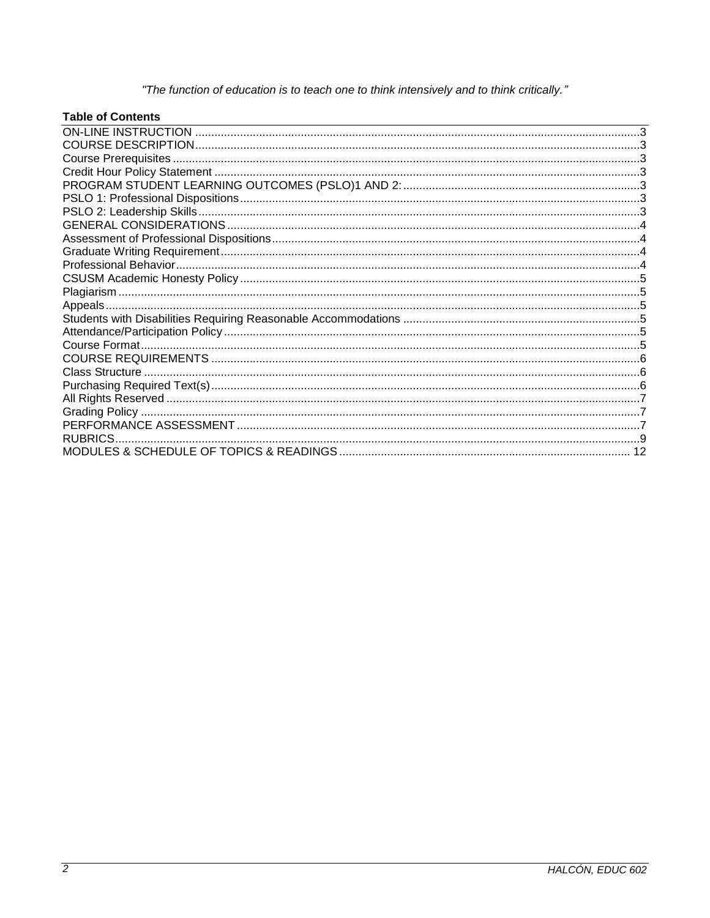*"The function of education is to teach one to think intensively and to think critically."*

**Table of Contents**

ON-LINE INSTRUCTION ....................................................................................................................................3
COURSE DESCRIPTION....................................................................................................................................3
Course Prerequisites ............................................................................................................................................3
Credit Hour Policy Statement ...............................................................................................................................3
PROGRAM STUDENT LEARNING OUTCOMES (PSLO)1 AND 2: ....................................................................3
PSLO 1: Professional Dispositions.......................................................................................................................3
PSLO 2: Leadership Skills....................................................................................................................................3
GENERAL CONSIDERATIONS ...........................................................................................................................4
Assessment of Professional Dispositions.............................................................................................................4
Graduate Writing Requirement.............................................................................................................................4
Professional Behavior...........................................................................................................................................4
CSUSM Academic Honesty Policy .......................................................................................................................5
Plagiarism ............................................................................................................................................................5
Appeals.................................................................................................................................................................5
Students with Disabilities Requiring Reasonable Accommodations ....................................................................5
Attendance/Participation Policy ............................................................................................................................5
Course Format......................................................................................................................................................5
COURSE REQUIREMENTS ................................................................................................................................6
Class Structure .....................................................................................................................................................6
Purchasing Required Text(s) ................................................................................................................................6
All Rights Reserved ..............................................................................................................................................7
Grading Policy ......................................................................................................................................................7
PERFORMANCE ASSESSMENT ........................................................................................................................7
RUBRICS..............................................................................................................................................................9
MODULES & SCHEDULE OF TOPICS & READINGS ...................................................................................... 12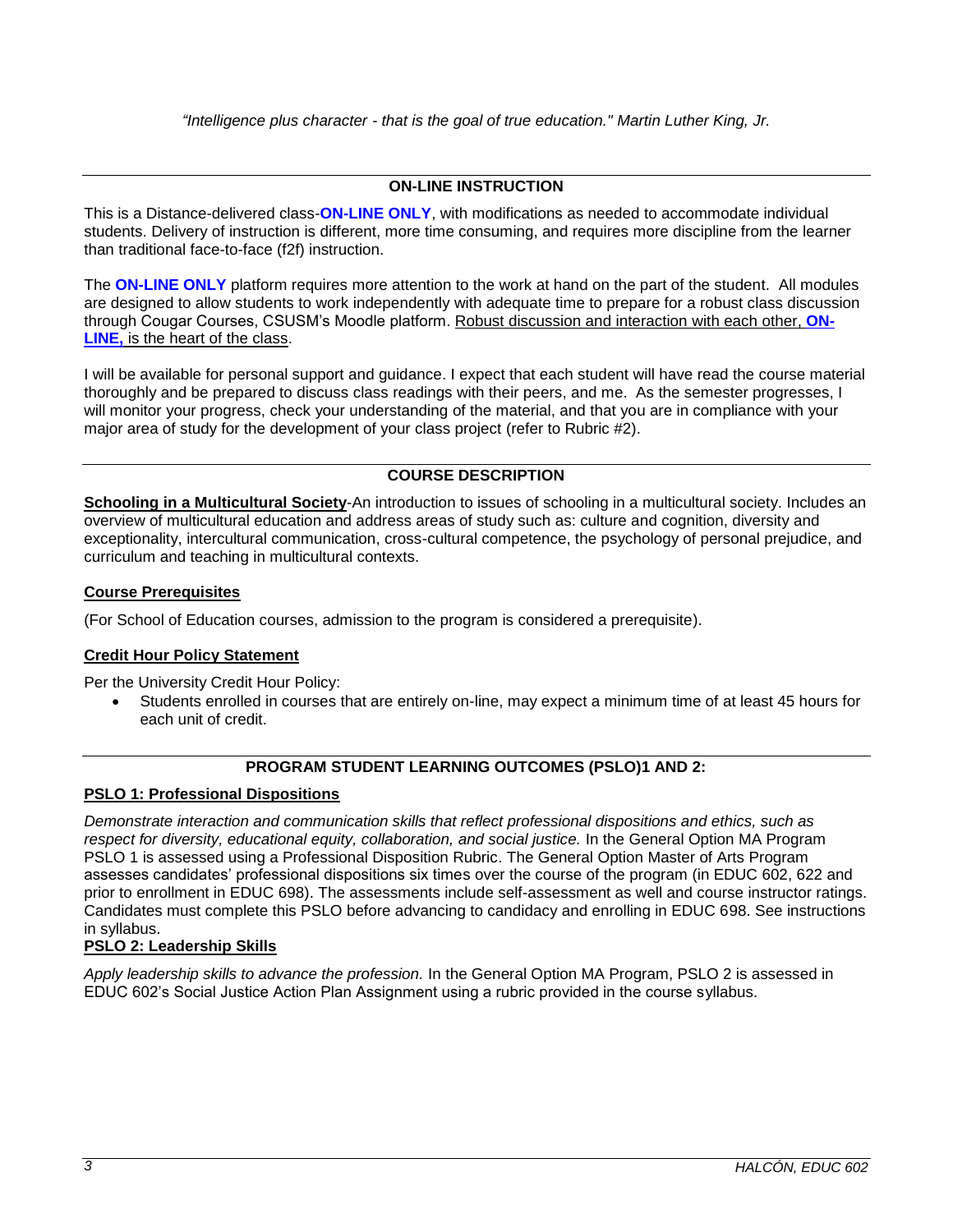*"Intelligence plus character - that is the goal of true education." Martin Luther King, Jr.*

## ON-LINE INSTRUCTION

This is a Distance-delivered class-**ON-LINE ONLY**, with modifications as needed to accommodate individual students. Delivery of instruction is different, more time consuming, and requires more discipline from the learner than traditional face-to-face (f2f) instruction.

The **ON-LINE ONLY** platform requires more attention to the work at hand on the part of the student. All modules are designed to allow students to work independently with adequate time to prepare for a robust class discussion through Cougar Courses, CSUSM's Moodle platform. Robust discussion and interaction with each other, **ON-LINE,** is the heart of the class.

I will be available for personal support and guidance. I expect that each student will have read the course material thoroughly and be prepared to discuss class readings with their peers, and me. As the semester progresses, I will monitor your progress, check your understanding of the material, and that you are in compliance with your major area of study for the development of your class project (refer to Rubric #2).

## COURSE DESCRIPTION

**Schooling in a Multicultural Society**-An introduction to issues of schooling in a multicultural society. Includes an overview of multicultural education and address areas of study such as: culture and cognition, diversity and exceptionality, intercultural communication, cross-cultural competence, the psychology of personal prejudice, and curriculum and teaching in multicultural contexts.

### Course Prerequisites

(For School of Education courses, admission to the program is considered a prerequisite).

### Credit Hour Policy Statement

Per the University Credit Hour Policy:

- Students enrolled in courses that are entirely on-line, may expect a minimum time of at least 45 hours for each unit of credit.

## PROGRAM STUDENT LEARNING OUTCOMES (PSLO)1 AND 2:

### PSLO 1: Professional Dispositions

*Demonstrate interaction and communication skills that reflect professional dispositions and ethics, such as respect for diversity, educational equity, collaboration, and social justice.* In the General Option MA Program PSLO 1 is assessed using a Professional Disposition Rubric. The General Option Master of Arts Program assesses candidates' professional dispositions six times over the course of the program (in EDUC 602, 622 and prior to enrollment in EDUC 698). The assessments include self-assessment as well and course instructor ratings. Candidates must complete this PSLO before advancing to candidacy and enrolling in EDUC 698. See instructions in syllabus.

### PSLO 2: Leadership Skills

*Apply leadership skills to advance the profession.* In the General Option MA Program, PSLO 2 is assessed in EDUC 602's Social Justice Action Plan Assignment using a rubric provided in the course syllabus.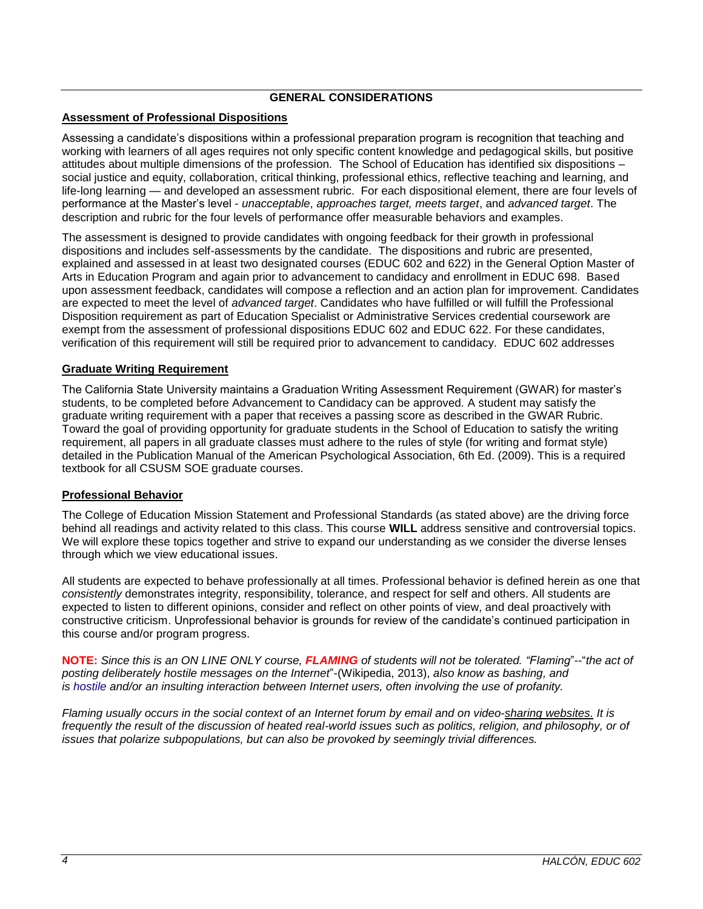## GENERAL CONSIDERATIONS

### Assessment of Professional Dispositions

Assessing a candidate's dispositions within a professional preparation program is recognition that teaching and working with learners of all ages requires not only specific content knowledge and pedagogical skills, but positive attitudes about multiple dimensions of the profession. The School of Education has identified six dispositions – social justice and equity, collaboration, critical thinking, professional ethics, reflective teaching and learning, and life-long learning — and developed an assessment rubric. For each dispositional element, there are four levels of performance at the Master's level - *unacceptable*, *approaches target, meets target*, and *advanced target*. The description and rubric for the four levels of performance offer measurable behaviors and examples.

The assessment is designed to provide candidates with ongoing feedback for their growth in professional dispositions and includes self-assessments by the candidate. The dispositions and rubric are presented, explained and assessed in at least two designated courses (EDUC 602 and 622) in the General Option Master of Arts in Education Program and again prior to advancement to candidacy and enrollment in EDUC 698. Based upon assessment feedback, candidates will compose a reflection and an action plan for improvement. Candidates are expected to meet the level of *advanced target*. Candidates who have fulfilled or will fulfill the Professional Disposition requirement as part of Education Specialist or Administrative Services credential coursework are exempt from the assessment of professional dispositions EDUC 602 and EDUC 622. For these candidates, verification of this requirement will still be required prior to advancement to candidacy. EDUC 602 addresses

### Graduate Writing Requirement

The California State University maintains a Graduation Writing Assessment Requirement (GWAR) for master's students, to be completed before Advancement to Candidacy can be approved. A student may satisfy the graduate writing requirement with a paper that receives a passing score as described in the GWAR Rubric. Toward the goal of providing opportunity for graduate students in the School of Education to satisfy the writing requirement, all papers in all graduate classes must adhere to the rules of style (for writing and format style) detailed in the Publication Manual of the American Psychological Association, 6th Ed. (2009). This is a required textbook for all CSUSM SOE graduate courses.

### Professional Behavior

The College of Education Mission Statement and Professional Standards (as stated above) are the driving force behind all readings and activity related to this class. This course **WILL** address sensitive and controversial topics. We will explore these topics together and strive to expand our understanding as we consider the diverse lenses through which we view educational issues.

All students are expected to behave professionally at all times. Professional behavior is defined herein as one that *consistently* demonstrates integrity, responsibility, tolerance, and respect for self and others. All students are expected to listen to different opinions, consider and reflect on other points of view, and deal proactively with constructive criticism. Unprofessional behavior is grounds for review of the candidate's continued participation in this course and/or program progress.

**NOTE:** *Since this is an ON LINE ONLY course, **FLAMING** of students will not be tolerated. "Flaming*"--"*the act of posting deliberately hostile messages on the Internet*"-(Wikipedia, 2013), *also know as bashing, and is hostile and/or an insulting interaction between Internet users, often involving the use of profanity.*

*Flaming usually occurs in the social context of an Internet forum by email and on video-sharing websites. It is frequently the result of the discussion of heated real-world issues such as politics, religion, and philosophy, or of issues that polarize subpopulations, but can also be provoked by seemingly trivial differences.*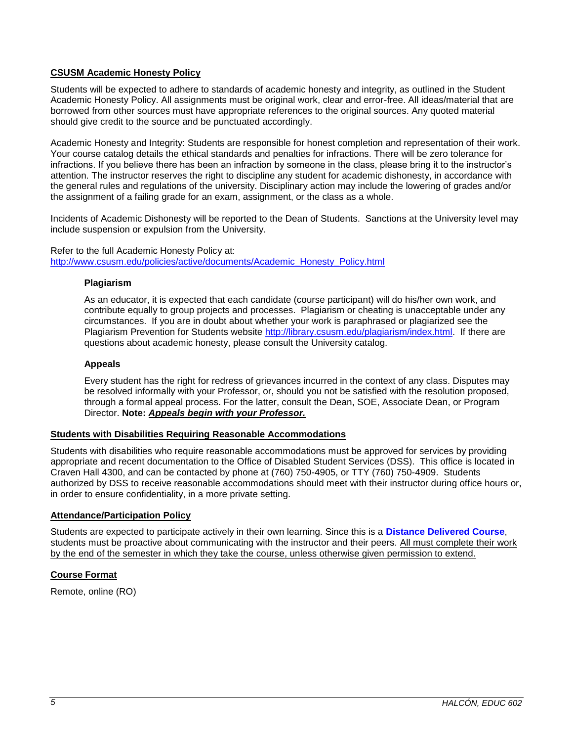## CSUSM Academic Honesty Policy

Students will be expected to adhere to standards of academic honesty and integrity, as outlined in the Student Academic Honesty Policy. All assignments must be original work, clear and error-free. All ideas/material that are borrowed from other sources must have appropriate references to the original sources. Any quoted material should give credit to the source and be punctuated accordingly.

Academic Honesty and Integrity: Students are responsible for honest completion and representation of their work. Your course catalog details the ethical standards and penalties for infractions. There will be zero tolerance for infractions. If you believe there has been an infraction by someone in the class, please bring it to the instructor's attention. The instructor reserves the right to discipline any student for academic dishonesty, in accordance with the general rules and regulations of the university. Disciplinary action may include the lowering of grades and/or the assignment of a failing grade for an exam, assignment, or the class as a whole.

Incidents of Academic Dishonesty will be reported to the Dean of Students. Sanctions at the University level may include suspension or expulsion from the University.

Refer to the full Academic Honesty Policy at:
http://www.csusm.edu/policies/active/documents/Academic_Honesty_Policy.html

### Plagiarism

As an educator, it is expected that each candidate (course participant) will do his/her own work, and contribute equally to group projects and processes. Plagiarism or cheating is unacceptable under any circumstances. If you are in doubt about whether your work is paraphrased or plagiarized see the Plagiarism Prevention for Students website http://library.csusm.edu/plagiarism/index.html. If there are questions about academic honesty, please consult the University catalog.

### Appeals

Every student has the right for redress of grievances incurred in the context of any class. Disputes may be resolved informally with your Professor, or, should you not be satisfied with the resolution proposed, through a formal appeal process. For the latter, consult the Dean, SOE, Associate Dean, or Program Director. **Note:** ***Appeals begin with your Professor.***

## Students with Disabilities Requiring Reasonable Accommodations

Students with disabilities who require reasonable accommodations must be approved for services by providing appropriate and recent documentation to the Office of Disabled Student Services (DSS). This office is located in Craven Hall 4300, and can be contacted by phone at (760) 750-4905, or TTY (760) 750-4909. Students authorized by DSS to receive reasonable accommodations should meet with their instructor during office hours or, in order to ensure confidentiality, in a more private setting.

## Attendance/Participation Policy

Students are expected to participate actively in their own learning. Since this is a **Distance Delivered Course**, students must be proactive about communicating with the instructor and their peers. All must complete their work by the end of the semester in which they take the course, unless otherwise given permission to extend.

## Course Format

Remote, online (RO)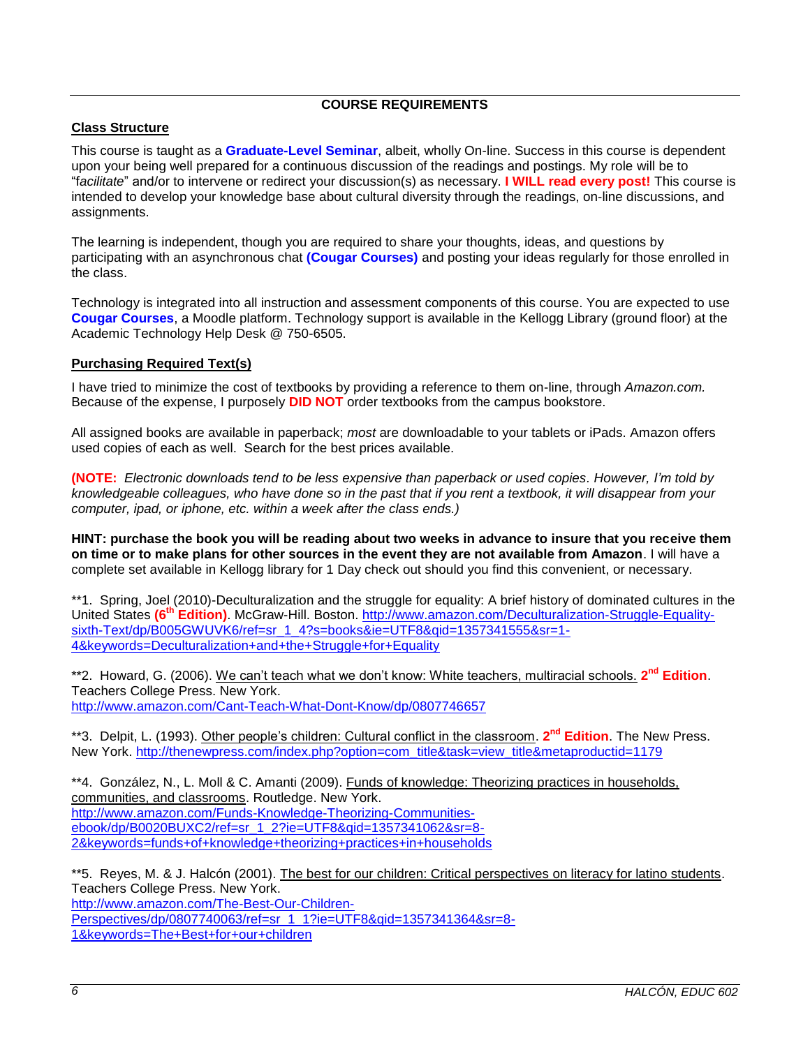## COURSE REQUIREMENTS

### Class Structure

This course is taught as a **Graduate-Level Seminar**, albeit, wholly On-line. Success in this course is dependent upon your being well prepared for a continuous discussion of the readings and postings. My role will be to "*facilitate*" and/or to intervene or redirect your discussion(s) as necessary. **I WILL read every post!** This course is intended to develop your knowledge base about cultural diversity through the readings, on-line discussions, and assignments.

The learning is independent, though you are required to share your thoughts, ideas, and questions by participating with an asynchronous chat **(Cougar Courses)** and posting your ideas regularly for those enrolled in the class.

Technology is integrated into all instruction and assessment components of this course. You are expected to use **Cougar Courses**, a Moodle platform. Technology support is available in the Kellogg Library (ground floor) at the Academic Technology Help Desk @ 750-6505.

### Purchasing Required Text(s)

I have tried to minimize the cost of textbooks by providing a reference to them on-line, through *Amazon.com.* Because of the expense, I purposely **DID NOT** order textbooks from the campus bookstore.

All assigned books are available in paperback; *most* are downloadable to your tablets or iPads. Amazon offers used copies of each as well. Search for the best prices available.

**(NOTE:** *Electronic downloads tend to be less expensive than paperback or used copies. However, I'm told by knowledgeable colleagues, who have done so in the past that if you rent a textbook, it will disappear from your computer, ipad, or iphone, etc. within a week after the class ends.)*

**HINT: purchase the book you will be reading about two weeks in advance to insure that you receive them on time or to make plans for other sources in the event they are not available from Amazon**. I will have a complete set available in Kellogg library for 1 Day check out should you find this convenient, or necessary.

**1. Spring, Joel (2010)-Deculturalization and the struggle for equality: A brief history of dominated cultures in the United States **(6th Edition)**. McGraw-Hill. Boston. http://www.amazon.com/Deculturalization-Struggle-Equality-sixth-Text/dp/B005GWUVK6/ref=sr_1_4?s=books&ie=UTF8&qid=1357341555&sr=1-4&keywords=Deculturalization+and+the+Struggle+for+Equality

**2. Howard, G. (2006). We can't teach what we don't know: White teachers, multiracial schools. **2nd Edition**. Teachers College Press. New York. http://www.amazon.com/Cant-Teach-What-Dont-Know/dp/0807746657

**3. Delpit, L. (1993). Other people's children: Cultural conflict in the classroom. **2nd Edition**. The New Press. New York. http://thenewpress.com/index.php?option=com_title&task=view_title&metaproductid=1179

**4. González, N., L. Moll & C. Amanti (2009). Funds of knowledge: Theorizing practices in households, communities, and classrooms. Routledge. New York. http://www.amazon.com/Funds-Knowledge-Theorizing-Communities-ebook/dp/B0020BUXC2/ref=sr_1_2?ie=UTF8&qid=1357341062&sr=8-2&keywords=funds+of+knowledge+theorizing+practices+in+households

**5. Reyes, M. & J. Halcón (2001). The best for our children: Critical perspectives on literacy for latino students. Teachers College Press. New York. http://www.amazon.com/The-Best-Our-Children-Perspectives/dp/0807740063/ref=sr_1_1?ie=UTF8&qid=1357341364&sr=8-1&keywords=The+Best+for+our+children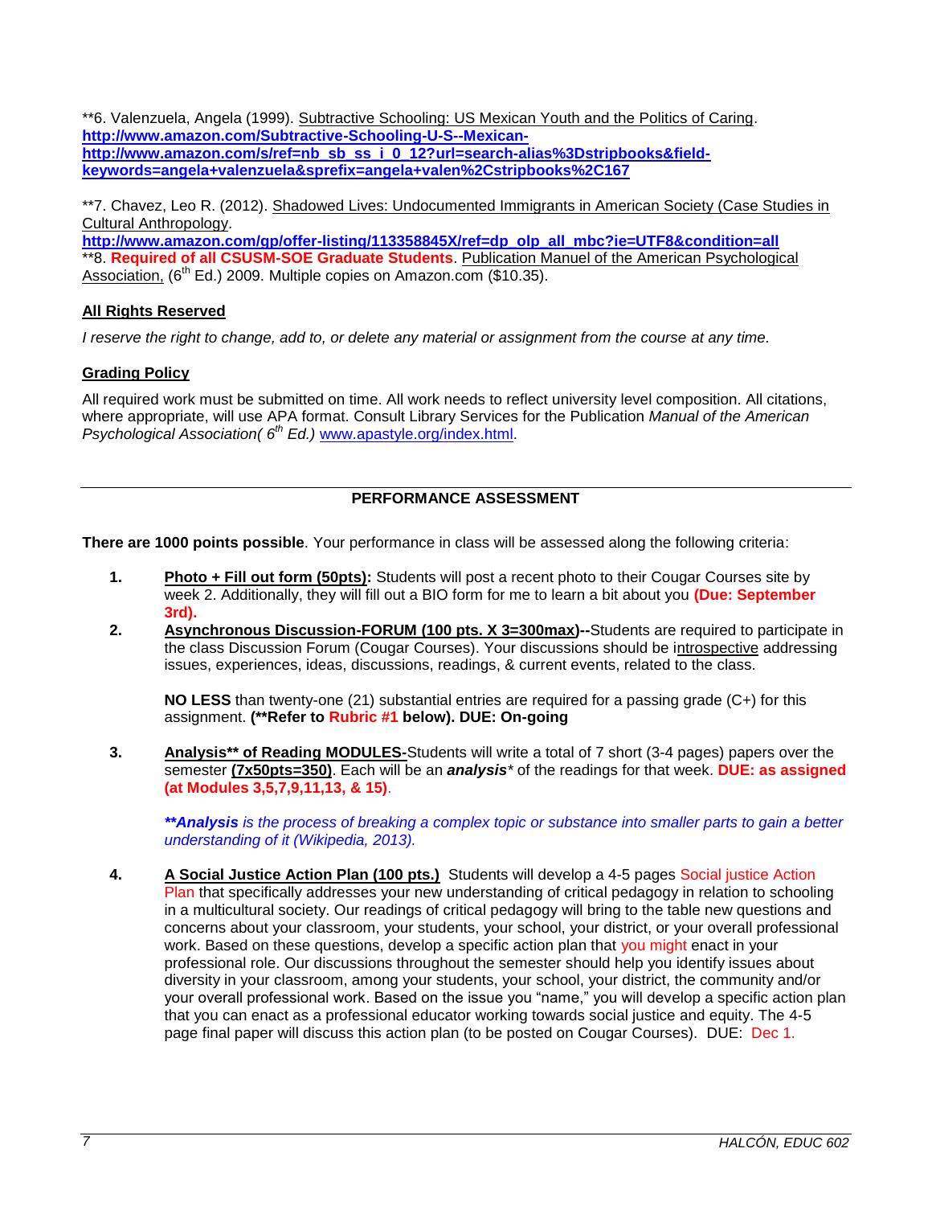**6. Valenzuela, Angela (1999). Subtractive Schooling: US Mexican Youth and the Politics of Caring.
**http://www.amazon.com/Subtractive-Schooling-U-S--Mexican-**
**http://www.amazon.com/s/ref=nb_sb_ss_i_0_12?url=search-alias%3Dstripbooks&field-keywords=angela+valenzuela&sprefix=angela+valen%2Cstripbooks%2C167**

**7. Chavez, Leo R. (2012). Shadowed Lives: Undocumented Immigrants in American Society (Case Studies in Cultural Anthropology.
**http://www.amazon.com/gp/offer-listing/113358845X/ref=dp_olp_all_mbc?ie=UTF8&condition=all**
**8. **Required of all CSUSM-SOE Graduate Students**. Publication Manuel of the American Psychological Association, (6th Ed.) 2009. Multiple copies on Amazon.com ($10.35).

**All Rights Reserved**

*I reserve the right to change, add to, or delete any material or assignment from the course at any time.*

**Grading Policy**

All required work must be submitted on time. All work needs to reflect university level composition. All citations, where appropriate, will use APA format. Consult Library Services for the Publication *Manual of the American Psychological Association( 6th Ed.)* www.apastyle.org/index.html.

## PERFORMANCE ASSESSMENT

**There are 1000 points possible**. Your performance in class will be assessed along the following criteria:

1. **Photo + Fill out form (50pts):** Students will post a recent photo to their Cougar Courses site by week 2. Additionally, they will fill out a BIO form for me to learn a bit about you **(Due: September 3rd).**
2. **Asynchronous Discussion-FORUM (100 pts. X 3=300max)--**Students are required to participate in the class Discussion Forum (Cougar Courses). Your discussions should be introspective addressing issues, experiences, ideas, discussions, readings, & current events, related to the class.

   **NO LESS** than twenty-one (21) substantial entries are required for a passing grade (C+) for this assignment. **(**Refer to Rubric #1 below). DUE: On-going**

3. **Analysis** of Reading MODULES-**Students will write a total of 7 short (3-4 pages) papers over the semester **(7x50pts=350)**. Each will be an ***analysis**** of the readings for that week. **DUE: as assigned (at Modules 3,5,7,9,11,13, & 15)**.

   ***\*\*Analysis** is the process of breaking a complex topic or substance into smaller parts to gain a better understanding of it (Wikipedia, 2013).*

4. **A Social Justice Action Plan (100 pts.)** Students will develop a 4-5 pages Social justice Action Plan that specifically addresses your new understanding of critical pedagogy in relation to schooling in a multicultural society. Our readings of critical pedagogy will bring to the table new questions and concerns about your classroom, your students, your school, your district, or your overall professional work. Based on these questions, develop a specific action plan that you might enact in your professional role. Our discussions throughout the semester should help you identify issues about diversity in your classroom, among your students, your school, your district, the community and/or your overall professional work. Based on the issue you "name," you will develop a specific action plan that you can enact as a professional educator working towards social justice and equity. The 4-5 page final paper will discuss this action plan (to be posted on Cougar Courses). DUE: Dec 1.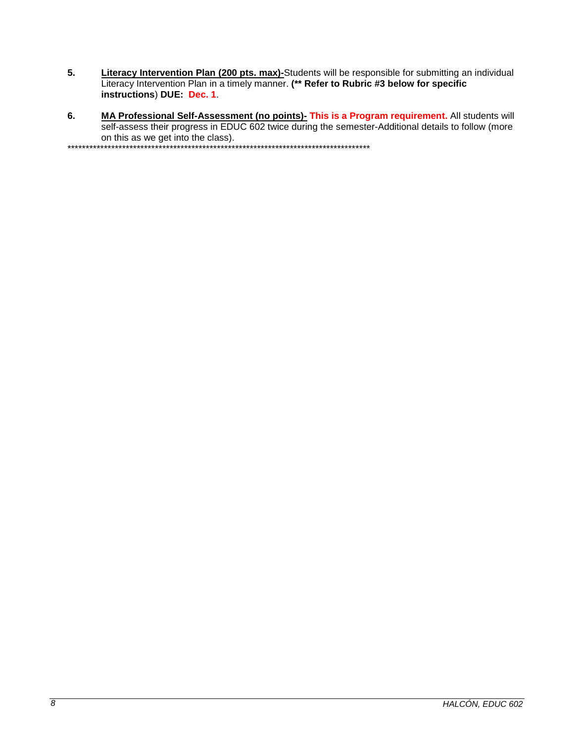5. **Literary Intervention Plan (200 pts. max)-**Students will be responsible for submitting an individual Literacy Intervention Plan in a timely manner. **(** Refer to Rubric #3 below for specific instructions**) **DUE: Dec. 1**.

6. **MA Professional Self-Assessment (no points)- This is a Program requirement.** All students will self-assess their progress in EDUC 602 twice during the semester-Additional details to follow (more on this as we get into the class).

************************************************************************************

5. **Literacy Intervention Plan (200 pts. max)-**Students will be responsible for submitting an individual Literacy Intervention Plan in a timely manner. **(** Refer to Rubric #3 below for specific instructions**) **DUE: Dec. 1**.

6. **MA Professional Self-Assessment (no points)- This is a Program requirement.** All students will self-assess their progress in EDUC 602 twice during the semester-Additional details to follow (more on this as we get into the class).

************************************************************************************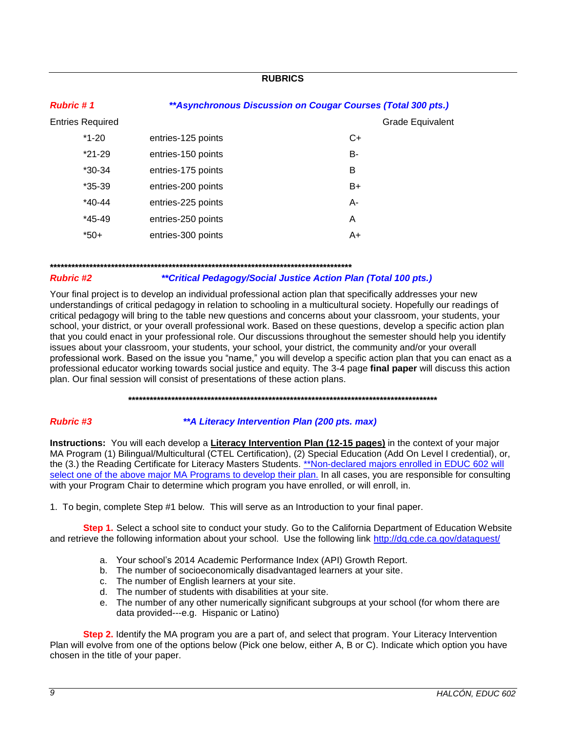## RUBRICS

***Rubric # 1*** ***\*\*Asynchronous Discussion on Cougar Courses (Total 300 pts.)***

| Entries Required | | Grade Equivalent |
|---|---|---|
| *1-20 | entries-125 points | C+ |
| *21-29 | entries-150 points | B- |
| *30-34 | entries-175 points | B |
| *35-39 | entries-200 points | B+ |
| *40-44 | entries-225 points | A- |
| *45-49 | entries-250 points | A |
| *50+ | entries-300 points | A+ |

**************************************************************************************

***Rubric #2*** ***\*\*Critical Pedagogy/Social Justice Action Plan (Total 100 pts.)***

Your final project is to develop an individual professional action plan that specifically addresses your new understandings of critical pedagogy in relation to schooling in a multicultural society. Hopefully our readings of critical pedagogy will bring to the table new questions and concerns about your classroom, your students, your school, your district, or your overall professional work. Based on these questions, develop a specific action plan that you could enact in your professional role. Our discussions throughout the semester should help you identify issues about your classroom, your students, your school, your district, the community and/or your overall professional work. Based on the issue you "name," you will develop a specific action plan that you can enact as a professional educator working towards social justice and equity. The 3-4 page **final paper** will discuss this action plan. Our final session will consist of presentations of these action plans.

**************************************************************************************

***Rubric #3*** ***\*\*A Literacy Intervention Plan (200 pts. max)***

**Instructions:** You will each develop a **Literacy Intervention Plan (12-15 pages)** in the context of your major MA Program (1) Bilingual/Multicultural (CTEL Certification), (2) Special Education (Add On Level I credential), or, the (3.) the Reading Certificate for Literacy Masters Students. **Non-declared majors enrolled in EDUC 602 will select one of the above major MA Programs to develop their plan. In all cases, you are responsible for consulting with your Program Chair to determine which program you have enrolled, or will enroll, in.

1. To begin, complete Step #1 below. This will serve as an Introduction to your final paper.

**Step 1.** Select a school site to conduct your study. Go to the California Department of Education Website and retrieve the following information about your school. Use the following link http://dq.cde.ca.gov/dataquest/

a. Your school's 2014 Academic Performance Index (API) Growth Report.
b. The number of socioeconomically disadvantaged learners at your site.
c. The number of English learners at your site.
d. The number of students with disabilities at your site.
e. The number of any other numerically significant subgroups at your school (for whom there are data provided---e.g. Hispanic or Latino)

**Step 2.** Identify the MA program you are a part of, and select that program. Your Literacy Intervention Plan will evolve from one of the options below (Pick one below, either A, B or C). Indicate which option you have chosen in the title of your paper.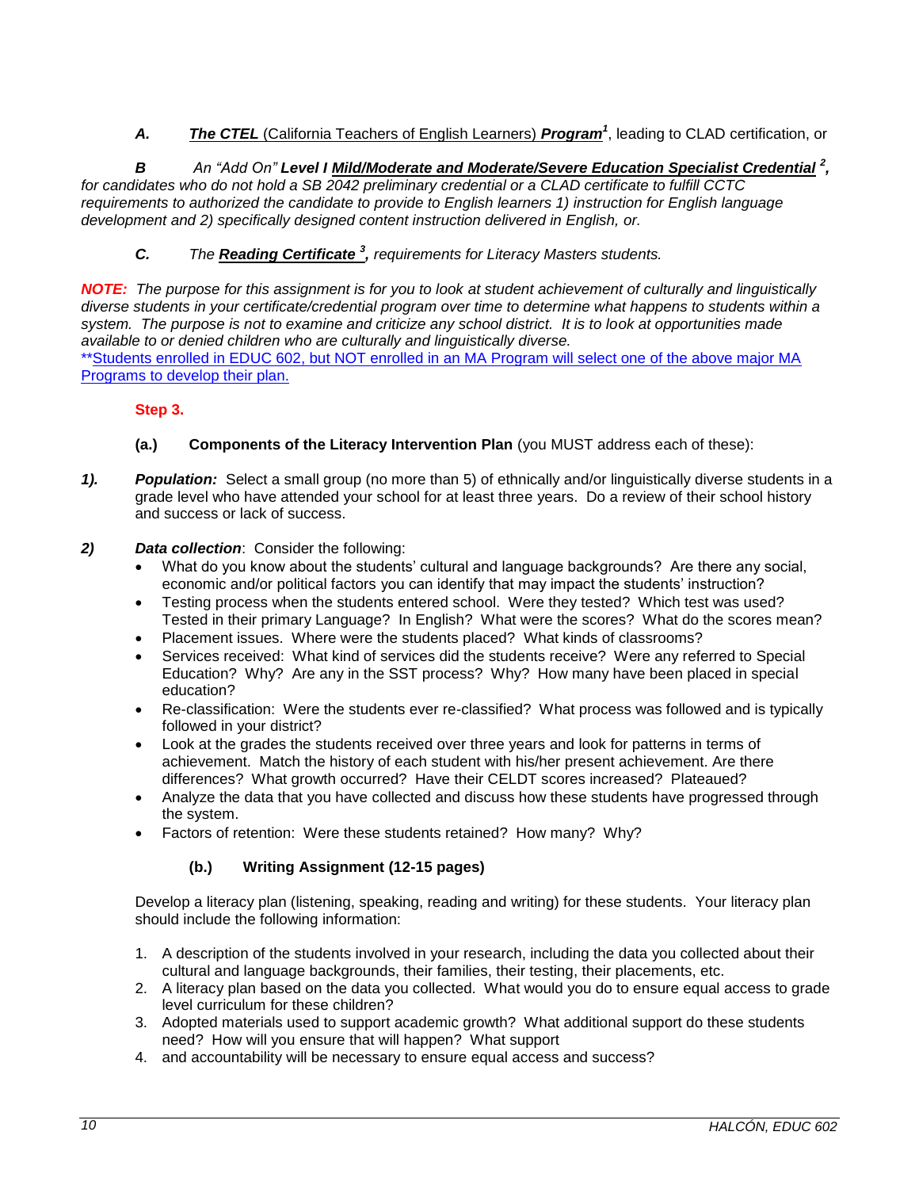*A.* ***The CTEL*** (California Teachers of English Learners) ***Program***[1], leading to CLAD certification, or

*B* *An "Add On"* ***Level I Mild/Moderate and Moderate/Severe Education Specialist Credential*** [2]*, for candidates who do not hold a SB 2042 preliminary credential or a CLAD certificate to fulfill CCTC requirements to authorized the candidate to provide to English learners 1) instruction for English language development and 2) specifically designed content instruction delivered in English, or.*

*C.* *The* ***Reading Certificate*** [3]*, requirements for Literacy Masters students.*

***NOTE:*** *The purpose for this assignment is for you to look at student achievement of culturally and linguistically diverse students in your certificate/credential program over time to determine what happens to students within a system. The purpose is not to examine and criticize any school district. It is to look at opportunities made available to or denied children who are culturally and linguistically diverse.*

**Students enrolled in EDUC 602, but NOT enrolled in an MA Program will select one of the above major MA Programs to develop their plan.

**Step 3.**

**(a.) Components of the Literacy Intervention Plan** (you MUST address each of these):

***1).*** ***Population:*** Select a small group (no more than 5) of ethnically and/or linguistically diverse students in a grade level who have attended your school for at least three years. Do a review of their school history and success or lack of success.

***2)*** ***Data collection***: Consider the following:

- What do you know about the students' cultural and language backgrounds? Are there any social, economic and/or political factors you can identify that may impact the students' instruction?
- Testing process when the students entered school. Were they tested? Which test was used? Tested in their primary Language? In English? What were the scores? What do the scores mean?
- Placement issues. Where were the students placed? What kinds of classrooms?
- Services received: What kind of services did the students receive? Were any referred to Special Education? Why? Are any in the SST process? Why? How many have been placed in special education?
- Re-classification: Were the students ever re-classified? What process was followed and is typically followed in your district?
- Look at the grades the students received over three years and look for patterns in terms of achievement. Match the history of each student with his/her present achievement. Are there differences? What growth occurred? Have their CELDT scores increased? Plateaued?
- Analyze the data that you have collected and discuss how these students have progressed through the system.
- Factors of retention: Were these students retained? How many? Why?

**(b.) Writing Assignment (12-15 pages)**

Develop a literacy plan (listening, speaking, reading and writing) for these students. Your literacy plan should include the following information:

1. A description of the students involved in your research, including the data you collected about their cultural and language backgrounds, their families, their testing, their placements, etc.
2. A literacy plan based on the data you collected. What would you do to ensure equal access to grade level curriculum for these children?
3. Adopted materials used to support academic growth? What additional support do these students need? How will you ensure that will happen? What support
4. and accountability will be necessary to ensure equal access and success?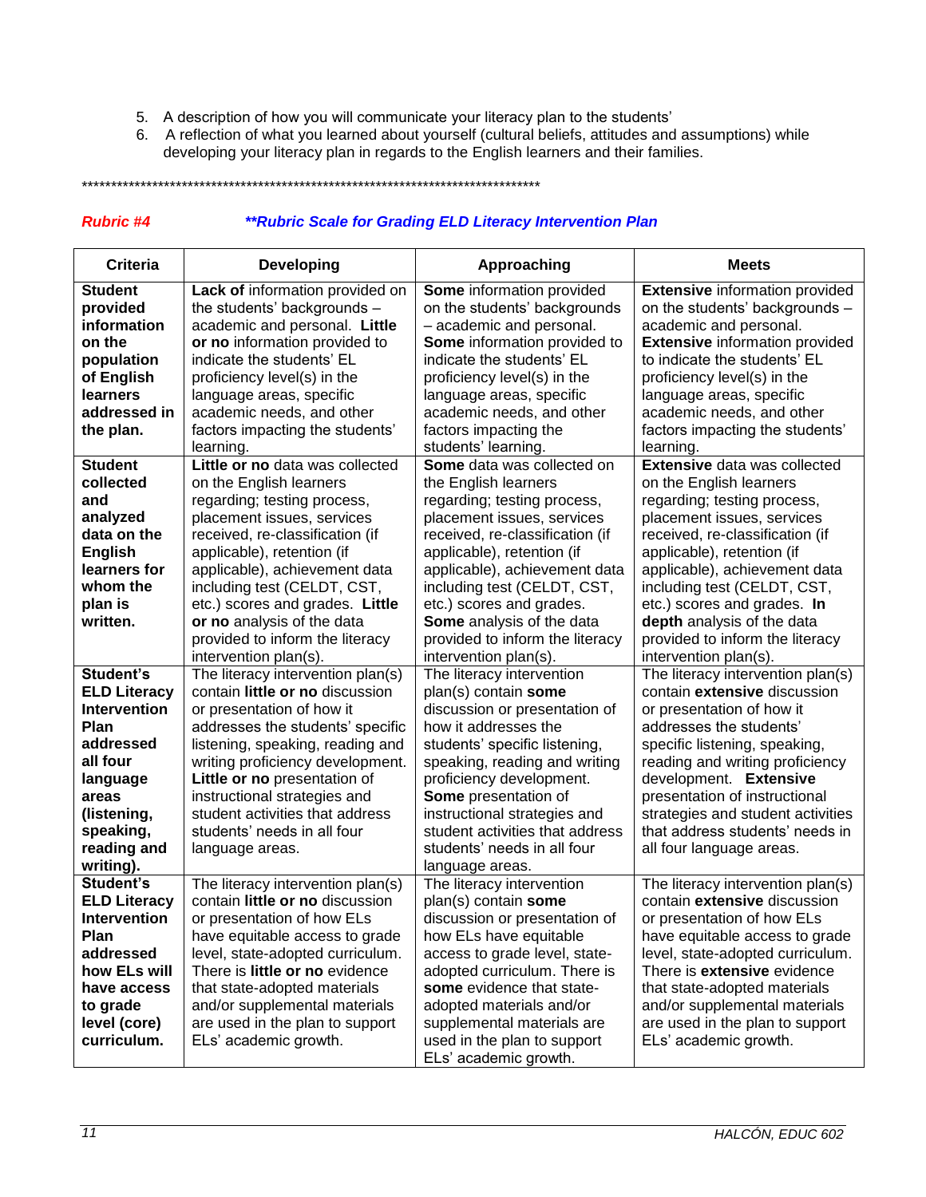5. A description of how you will communicate your literacy plan to the students'
6. A reflection of what you learned about yourself (cultural beliefs, attitudes and assumptions) while developing your literacy plan in regards to the English learners and their families.

*********************************************************************************

***Rubric #4*** ***Rubric Scale for Grading ELD Literacy Intervention Plan***

| Criteria | Developing | Approaching | Meets |
|---|---|---|---|
| **Student provided information on the population of English learners addressed in the plan.** | **Lack of** information provided on the students' backgrounds – academic and personal. **Little or no** information provided to indicate the students' EL proficiency level(s) in the language areas, specific academic needs, and other factors impacting the students' learning. | **Some** information provided on the students' backgrounds – academic and personal. **Some** information provided to indicate the students' EL proficiency level(s) in the language areas, specific academic needs, and other factors impacting the students' learning. | **Extensive** information provided on the students' backgrounds – academic and personal. **Extensive** information provided to indicate the students' EL proficiency level(s) in the language areas, specific academic needs, and other factors impacting the students' learning. |
| **Student collected and analyzed data on the English learners for whom the plan is written.** | **Little or no** data was collected on the English learners regarding; testing process, placement issues, services received, re-classification (if applicable), retention (if applicable), achievement data including test (CELDT, CST, etc.) scores and grades. **Little or no** analysis of the data provided to inform the literacy intervention plan(s). | **Some** data was collected on the English learners regarding; testing process, placement issues, services received, re-classification (if applicable), retention (if applicable), achievement data including test (CELDT, CST, etc.) scores and grades. **Some** analysis of the data provided to inform the literacy intervention plan(s). | **Extensive** data was collected on the English learners regarding; testing process, placement issues, services received, re-classification (if applicable), retention (if applicable), achievement data including test (CELDT, CST, etc.) scores and grades. **In depth** analysis of the data provided to inform the literacy intervention plan(s). |
| **Student's ELD Literacy Intervention Plan addressed all four language areas (listening, speaking, reading and writing).** | The literacy intervention plan(s) contain **little or no** discussion or presentation of how it addresses the students' specific listening, speaking, reading and writing proficiency development. **Little or no** presentation of instructional strategies and student activities that address students' needs in all four language areas. | The literacy intervention plan(s) contain **some** discussion or presentation of how it addresses the students' specific listening, speaking, reading and writing proficiency development. **Some** presentation of instructional strategies and student activities that address students' needs in all four language areas. | The literacy intervention plan(s) contain **extensive** discussion or presentation of how it addresses the students' specific listening, speaking, reading and writing proficiency development. **Extensive** presentation of instructional strategies and student activities that address students' needs in all four language areas. |
| **Student's ELD Literacy Intervention Plan addressed how ELs will have access to grade level (core) curriculum.** | The literacy intervention plan(s) contain **little or no** discussion or presentation of how ELs have equitable access to grade level, state-adopted curriculum. There is **little or no** evidence that state-adopted materials and/or supplemental materials are used in the plan to support ELs' academic growth. | The literacy intervention plan(s) contain **some** discussion or presentation of how ELs have equitable access to grade level, state-adopted curriculum. There is **some** evidence that state-adopted materials and/or supplemental materials are used in the plan to support ELs' academic growth. | The literacy intervention plan(s) contain **extensive** discussion or presentation of how ELs have equitable access to grade level, state-adopted curriculum. There is **extensive** evidence that state-adopted materials and/or supplemental materials are used in the plan to support ELs' academic growth. |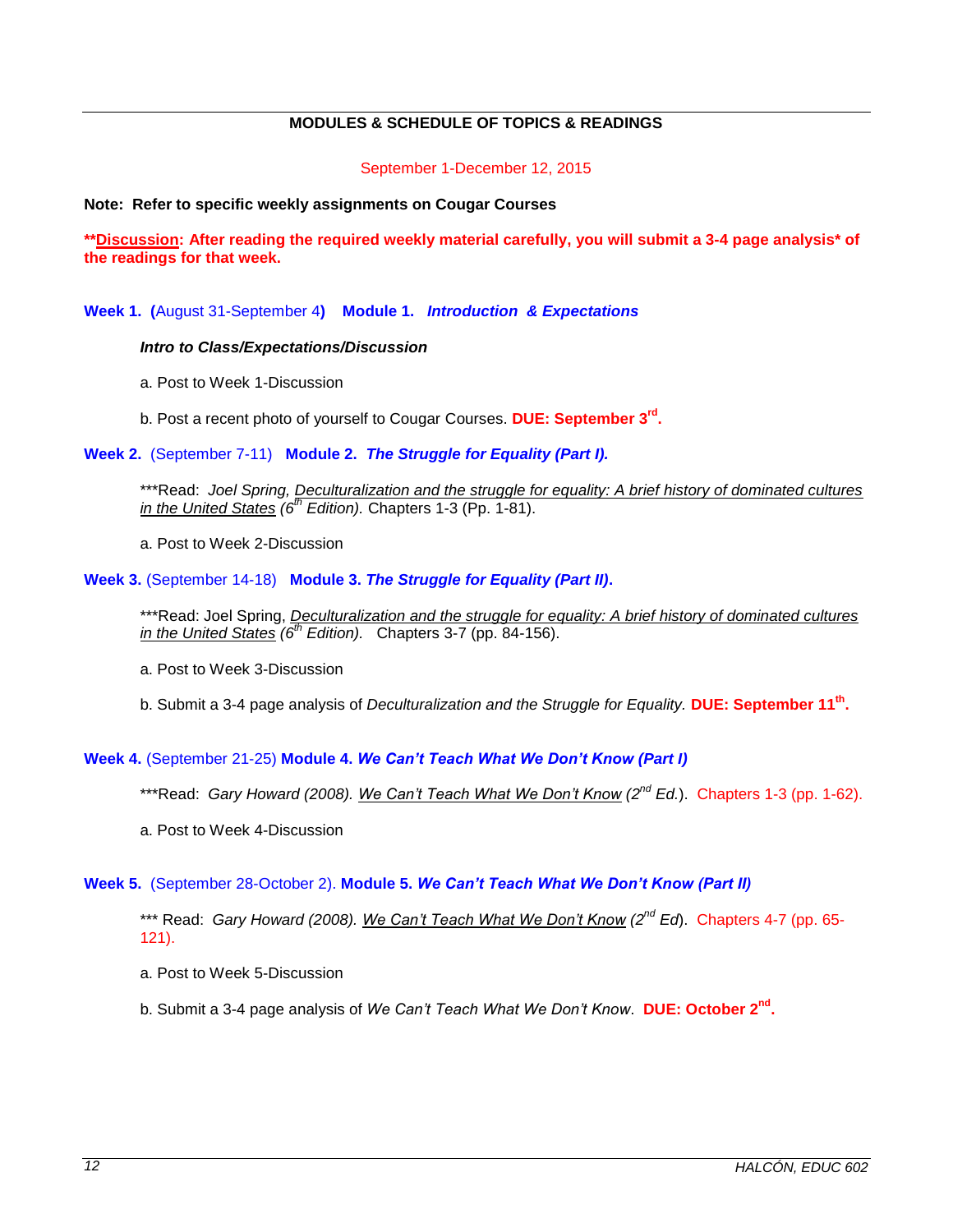## MODULES & SCHEDULE OF TOPICS & READINGS

September 1-December 12, 2015

**Note: Refer to specific weekly assignments on Cougar Courses**

****Discussion: After reading the required weekly material carefully, you will submit a 3-4 page analysis* of the readings for that week.**

**Week 1. (August 31-September 4) Module 1. *Introduction & Expectations***

***Intro to Class/Expectations/Discussion***

a. Post to Week 1-Discussion

b. Post a recent photo of yourself to Cougar Courses. **DUE: September 3rd.**

**Week 2. (September 7-11) Module 2. *The Struggle for Equality (Part I).***

***Read: *Joel Spring, Deculturalization and the struggle for equality: A brief history of dominated cultures in the United States (6th Edition).* Chapters 1-3 (Pp. 1-81).

a. Post to Week 2-Discussion

**Week 3. (September 14-18) Module 3. *The Struggle for Equality (Part II).***

***Read: Joel Spring, *Deculturalization and the struggle for equality: A brief history of dominated cultures in the United States (6th Edition).* Chapters 3-7 (pp. 84-156).

a. Post to Week 3-Discussion

b. Submit a 3-4 page analysis of *Deculturalization and the Struggle for Equality.* **DUE: September 11th.**

**Week 4. (September 21-25) Module 4. *We Can't Teach What We Don't Know (Part I)***

***Read: *Gary Howard (2008). We Can't Teach What We Don't Know (2nd Ed.).* Chapters 1-3 (pp. 1-62).

a. Post to Week 4-Discussion

**Week 5. (September 28-October 2). Module 5. *We Can't Teach What We Don't Know (Part II)***

*** Read: *Gary Howard (2008). We Can't Teach What We Don't Know (2nd Ed).* Chapters 4-7 (pp. 65-121).

a. Post to Week 5-Discussion

b. Submit a 3-4 page analysis of *We Can't Teach What We Don't Know*. **DUE: October 2nd.**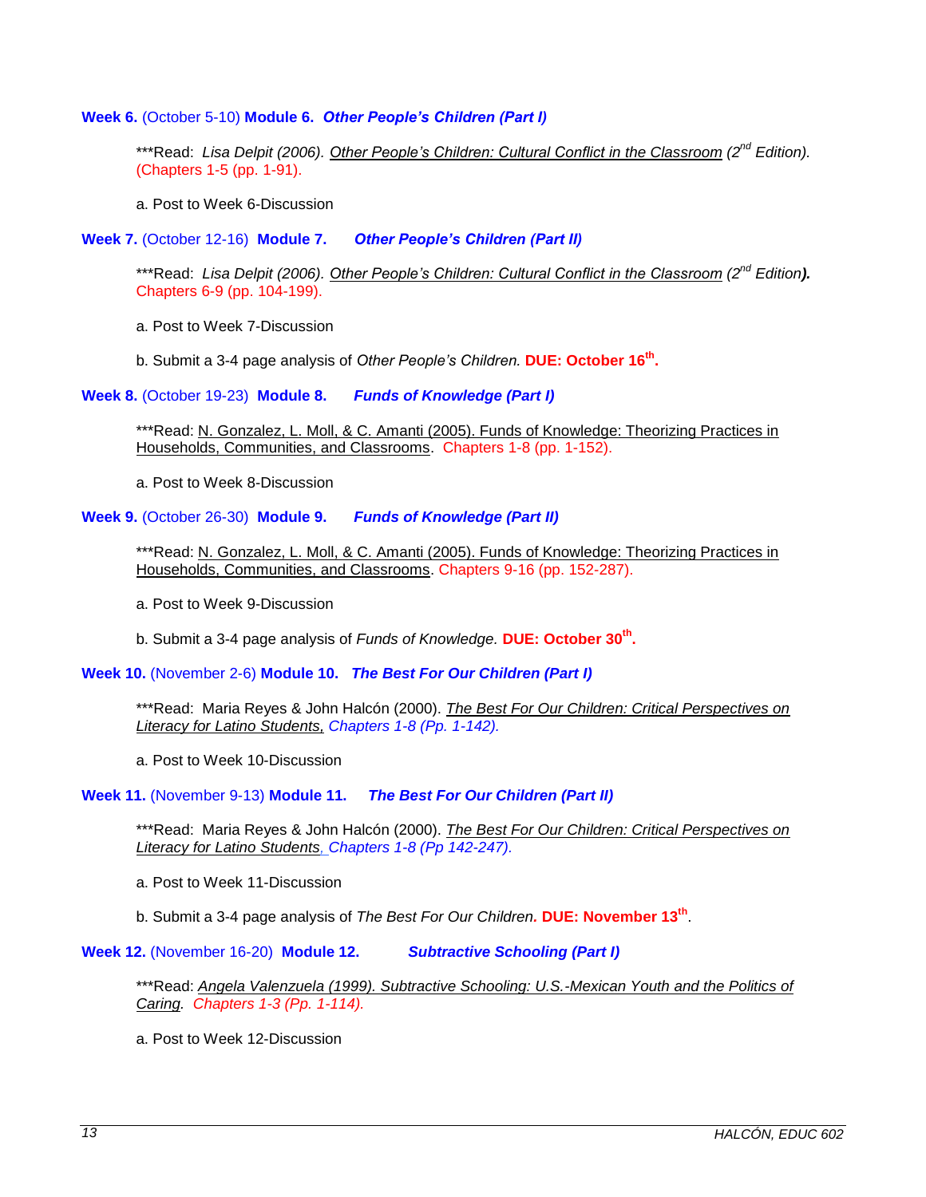**Week 6.** (October 5-10) **Module 6.** ***Other People's Children (Part I)***

> ***Read: *Lisa Delpit (2006).* <u>*Other People's Children: Cultural Conflict in the Classroom*</u> *(2nd Edition).* (Chapters 1-5 (pp. 1-91).
>
> a. Post to Week 6-Discussion

**Week 7.** (October 12-16) **Module 7.** ***Other People's Children (Part II)***

> ***Read: *Lisa Delpit (2006).* <u>*Other People's Children: Cultural Conflict in the Classroom*</u> *(2nd Edition)***.*** Chapters 6-9 (pp. 104-199).
>
> a. Post to Week 7-Discussion
>
> b. Submit a 3-4 page analysis of *Other People's Children.* **DUE: October 16th.**

**Week 8.** (October 19-23) **Module 8.** ***Funds of Knowledge (Part I)***

> ***Read: <u>N. Gonzalez, L. Moll, & C. Amanti (2005). Funds of Knowledge: Theorizing Practices in Households, Communities, and Classrooms</u>. Chapters 1-8 (pp. 1-152).
>
> a. Post to Week 8-Discussion

**Week 9.** (October 26-30) **Module 9.** ***Funds of Knowledge (Part II)***

> ***Read: <u>N. Gonzalez, L. Moll, & C. Amanti (2005). Funds of Knowledge: Theorizing Practices in Households, Communities, and Classrooms</u>. Chapters 9-16 (pp. 152-287).
>
> a. Post to Week 9-Discussion
>
> b. Submit a 3-4 page analysis of *Funds of Knowledge.* **DUE: October 30th.**

**Week 10.** (November 2-6) **Module 10.** ***The Best For Our Children (Part I)***

> ***Read: Maria Reyes & John Halcón (2000). <u>*The Best For Our Children: Critical Perspectives on Literacy for Latino Students,*</u> *Chapters 1-8 (Pp. 1-142).*
>
> a. Post to Week 10-Discussion

**Week 11.** (November 9-13) **Module 11.** ***The Best For Our Children (Part II)***

> ***Read: Maria Reyes & John Halcón (2000). <u>*The Best For Our Children: Critical Perspectives on Literacy for Latino Students*</u>, *Chapters 1-8 (Pp 142-247).*
>
> a. Post to Week 11-Discussion
>
> b. Submit a 3-4 page analysis of *The Best For Our Children***.** **DUE: November 13th**.

**Week 12.** (November 16-20) **Module 12.** ***Subtractive Schooling (Part I)***

> ***Read: <u>*Angela Valenzuela (1999). Subtractive Schooling: U.S.-Mexican Youth and the Politics of Caring*</u>*. Chapters 1-3 (Pp. 1-114).*
>
> a. Post to Week 12-Discussion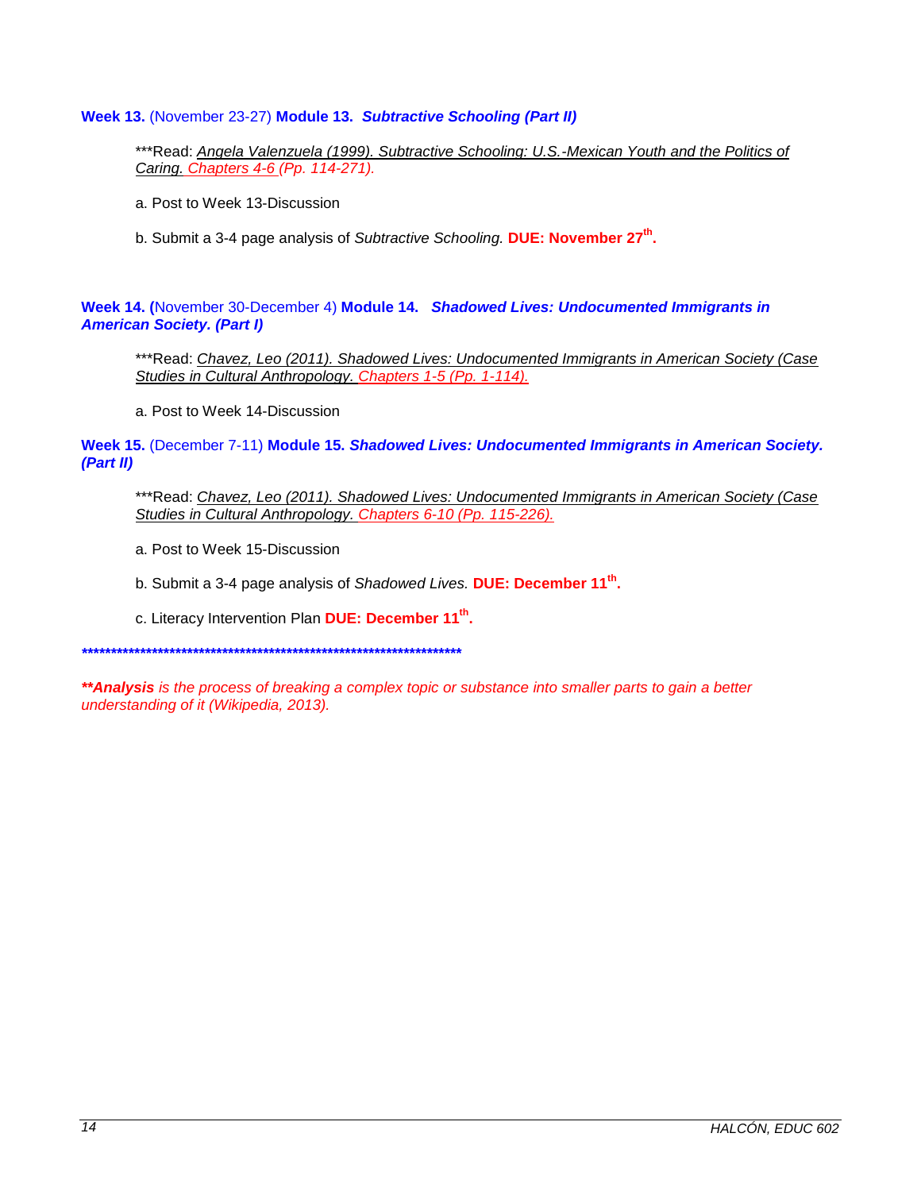**Week 13.** (November 23-27) **Module 13.** ***Subtractive Schooling (Part II)***

***Read: *Angela Valenzuela (1999). Subtractive Schooling: U.S.-Mexican Youth and the Politics of Caring. Chapters 4-6 (Pp. 114-271).*

a. Post to Week 13-Discussion

b. Submit a 3-4 page analysis of *Subtractive Schooling.* **DUE: November 27th.**

**Week 14. (**November 30-December 4) **Module 14.** ***Shadowed Lives: Undocumented Immigrants in American Society. (Part I)***

***Read: *Chavez, Leo (2011). Shadowed Lives: Undocumented Immigrants in American Society (Case Studies in Cultural Anthropology. Chapters 1-5 (Pp. 1-114).*

a. Post to Week 14-Discussion

**Week 15.** (December 7-11) **Module 15.** ***Shadowed Lives: Undocumented Immigrants in American Society. (Part II)***

***Read: *Chavez, Leo (2011). Shadowed Lives: Undocumented Immigrants in American Society (Case Studies in Cultural Anthropology. Chapters 6-10 (Pp. 115-226).*

a. Post to Week 15-Discussion

b. Submit a 3-4 page analysis of *Shadowed Lives.* **DUE: December 11th.**

c. Literacy Intervention Plan **DUE: December 11th.**

*****************************************************************

***\*Analysis** is the process of breaking a complex topic or substance into smaller parts to gain a better understanding of it (Wikipedia, 2013).*